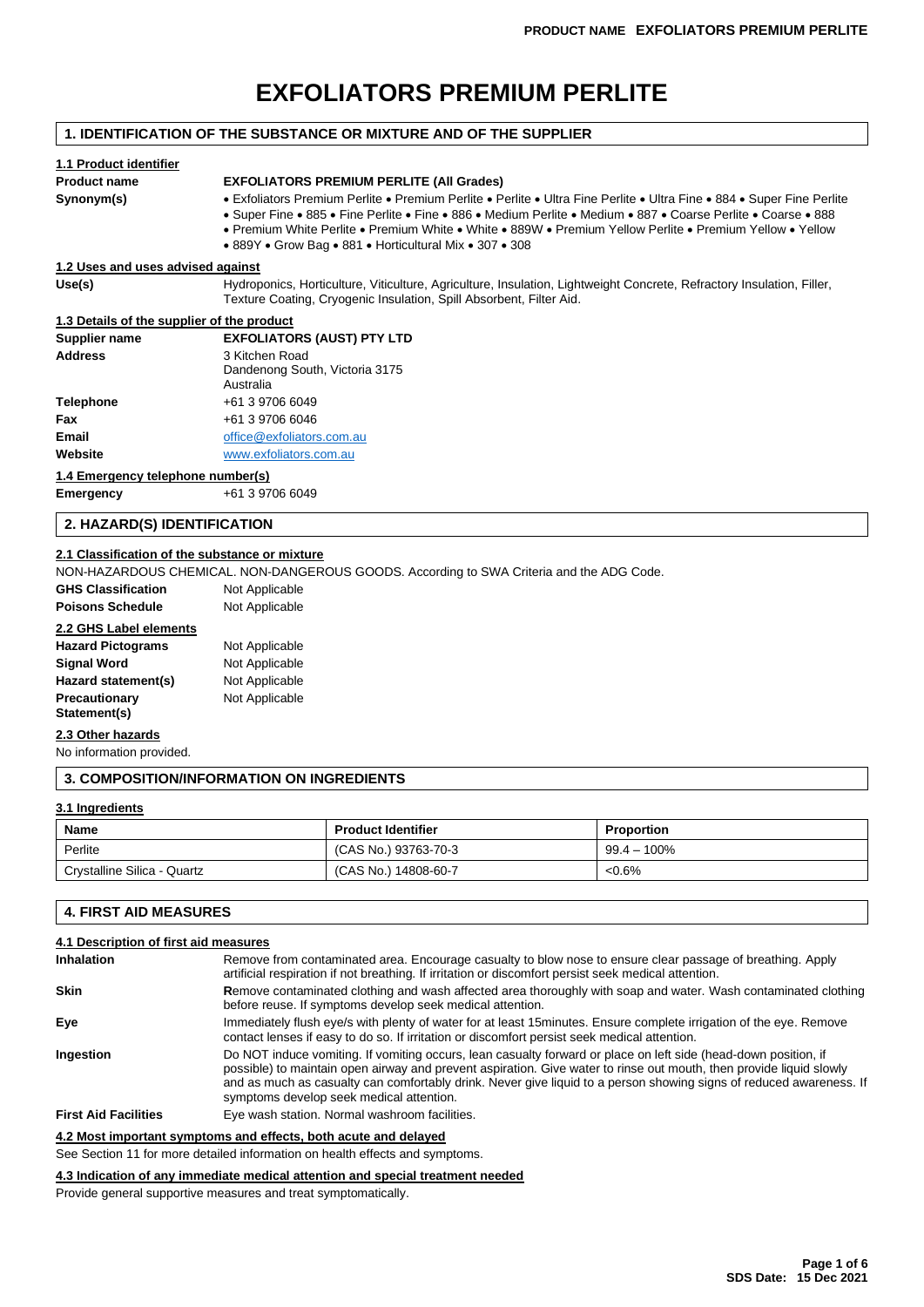# EXFOLIATORS PREMIUM PERLITE

## 1. IDENTIFICATION OF THE SUBSTANCE OR MIXTURE AND OF THE SUPPLIER

### 1.1 Product identifier

**Product name** — **EXFOLIATORS PREMIUM PERLITE (All Grades)**

**Synonym(s)** — • Exfoliators Premium Perlite • Premium Perlite • Perlite • Ultra Fine Perlite • Ultra Fine • 884 • Super Fine Perlite • Super Fine • 885 • Fine Perlite • Fine • 886 • Medium Perlite • Medium • 887 • Coarse Perlite • Coarse • 888 • Premium White Perlite • Premium White • White • 889W • Premium Yellow Perlite • Premium Yellow • Yellow • 889Y • Grow Bag • 881 • Horticultural Mix • 307 • 308

### 1.2 Uses and uses advised against

**Use(s)** — Hydroponics, Horticulture, Viticulture, Agriculture, Insulation, Lightweight Concrete, Refractory Insulation, Filler, Texture Coating, Cryogenic Insulation, Spill Absorbent, Filter Aid.

### 1.3 Details of the supplier of the product

**Supplier name** — **EXFOLIATORS (AUST) PTY LTD**

**Address** — 3 Kitchen Road
Dandenong South, Victoria 3175
Australia

**Telephone** — +61 3 9706 6049

**Fax** — +61 3 9706 6046

**Email** — office@exfoliators.com.au

**Website** — www.exfoliators.com.au

### 1.4 Emergency telephone number(s)

**Emergency** — +61 3 9706 6049

## 2. HAZARD(S) IDENTIFICATION

### 2.1 Classification of the substance or mixture

NON-HAZARDOUS CHEMICAL. NON-DANGEROUS GOODS. According to SWA Criteria and the ADG Code.

**GHS Classification** — Not Applicable

**Poisons Schedule** — Not Applicable

### 2.2 GHS Label elements

**Hazard Pictograms** — Not Applicable

**Signal Word** — Not Applicable

**Hazard statement(s)** — Not Applicable

**Precautionary Statement(s)** — Not Applicable

### 2.3 Other hazards

No information provided.

## 3. COMPOSITION/INFORMATION ON INGREDIENTS

### 3.1 Ingredients

| Name | Product Identifier | Proportion |
|---|---|---|
| Perlite | (CAS No.) 93763-70-3 | 99.4 – 100% |
| Crystalline Silica - Quartz | (CAS No.) 14808-60-7 | <0.6% |

## 4. FIRST AID MEASURES

### 4.1 Description of first aid measures

**Inhalation** — Remove from contaminated area. Encourage casualty to blow nose to ensure clear passage of breathing. Apply artificial respiration if not breathing. If irritation or discomfort persist seek medical attention.

**Skin** — Remove contaminated clothing and wash affected area thoroughly with soap and water. Wash contaminated clothing before reuse. If symptoms develop seek medical attention.

**Eye** — Immediately flush eye/s with plenty of water for at least 15minutes. Ensure complete irrigation of the eye. Remove contact lenses if easy to do so. If irritation or discomfort persist seek medical attention.

**Ingestion** — Do NOT induce vomiting. If vomiting occurs, lean casualty forward or place on left side (head-down position, if possible) to maintain open airway and prevent aspiration. Give water to rinse out mouth, then provide liquid slowly and as much as casualty can comfortably drink. Never give liquid to a person showing signs of reduced awareness. If symptoms develop seek medical attention.

**First Aid Facilities** — Eye wash station. Normal washroom facilities.

### 4.2 Most important symptoms and effects, both acute and delayed

See Section 11 for more detailed information on health effects and symptoms.

### 4.3 Indication of any immediate medical attention and special treatment needed

Provide general supportive measures and treat symptomatically.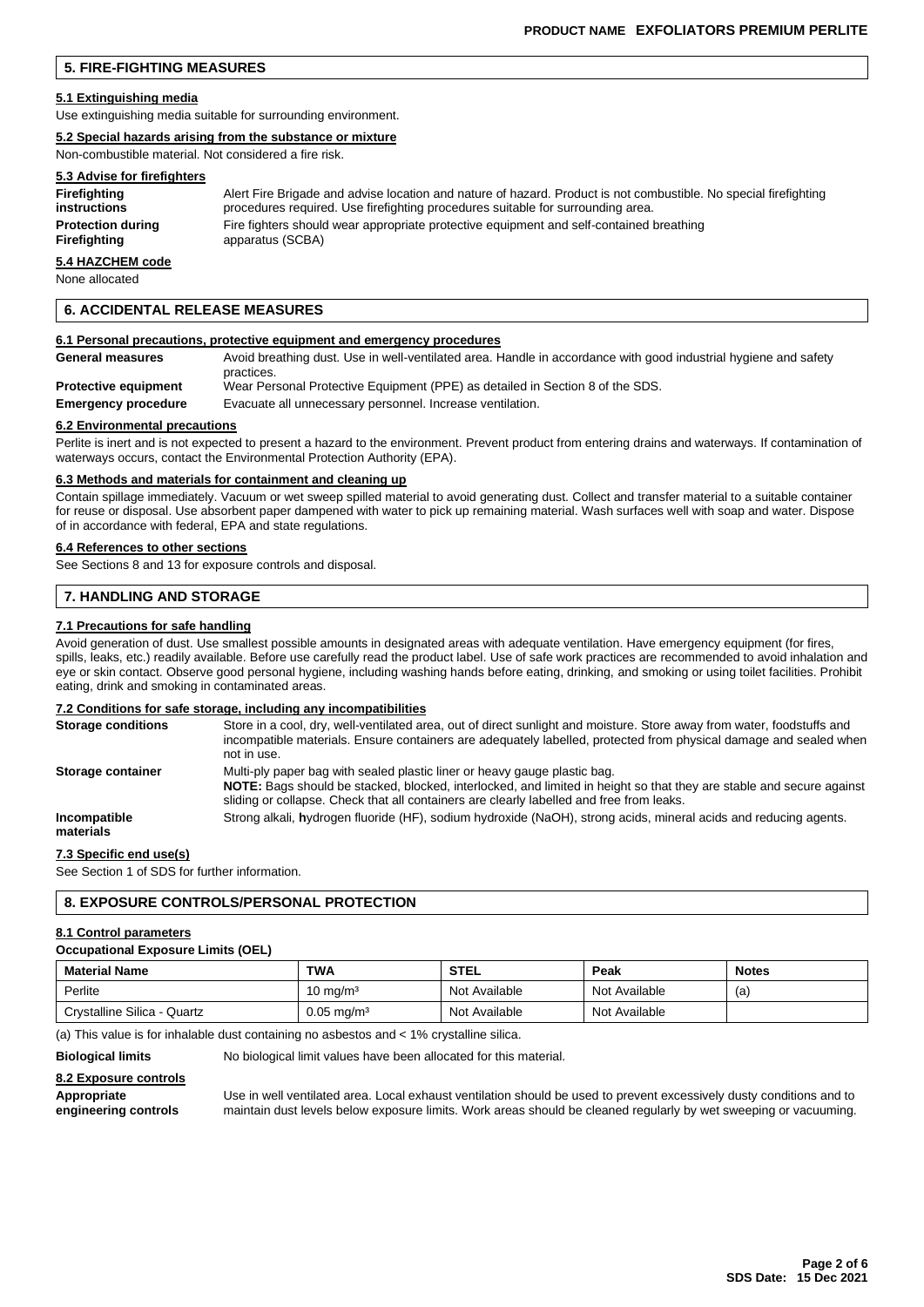## 5. FIRE-FIGHTING MEASURES

### 5.1 Extinguishing media

Use extinguishing media suitable for surrounding environment.

### 5.2 Special hazards arising from the substance or mixture

Non-combustible material. Not considered a fire risk.

### 5.3 Advise for firefighters

**Firefighting instructions**: Alert Fire Brigade and advise location and nature of hazard. Product is not combustible. No special firefighting procedures required. Use firefighting procedures suitable for surrounding area.

**Protection during Firefighting**: Fire fighters should wear appropriate protective equipment and self-contained breathing apparatus (SCBA)

### 5.4 HAZCHEM code

None allocated

## 6. ACCIDENTAL RELEASE MEASURES

### 6.1 Personal precautions, protective equipment and emergency procedures

**General measures**: Avoid breathing dust. Use in well-ventilated area. Handle in accordance with good industrial hygiene and safety practices.

**Protective equipment**: Wear Personal Protective Equipment (PPE) as detailed in Section 8 of the SDS.

**Emergency procedure**: Evacuate all unnecessary personnel. Increase ventilation.

### 6.2 Environmental precautions

Perlite is inert and is not expected to present a hazard to the environment. Prevent product from entering drains and waterways. If contamination of waterways occurs, contact the Environmental Protection Authority (EPA).

### 6.3 Methods and materials for containment and cleaning up

Contain spillage immediately. Vacuum or wet sweep spilled material to avoid generating dust. Collect and transfer material to a suitable container for reuse or disposal. Use absorbent paper dampened with water to pick up remaining material. Wash surfaces well with soap and water. Dispose of in accordance with federal, EPA and state regulations.

### 6.4 References to other sections

See Sections 8 and 13 for exposure controls and disposal.

## 7. HANDLING AND STORAGE

### 7.1 Precautions for safe handling

Avoid generation of dust. Use smallest possible amounts in designated areas with adequate ventilation. Have emergency equipment (for fires, spills, leaks, etc.) readily available. Before use carefully read the product label. Use of safe work practices are recommended to avoid inhalation and eye or skin contact. Observe good personal hygiene, including washing hands before eating, drinking, and smoking or using toilet facilities. Prohibit eating, drink and smoking in contaminated areas.

### 7.2 Conditions for safe storage, including any incompatibilities

**Storage conditions**: Store in a cool, dry, well-ventilated area, out of direct sunlight and moisture. Store away from water, foodstuffs and incompatible materials. Ensure containers are adequately labelled, protected from physical damage and sealed when not in use.

**Storage container**: Multi-ply paper bag with sealed plastic liner or heavy gauge plastic bag.
**NOTE:** Bags should be stacked, blocked, interlocked, and limited in height so that they are stable and secure against sliding or collapse. Check that all containers are clearly labelled and free from leaks.

**Incompatible materials**: Strong alkali, **h**ydrogen fluoride (HF), sodium hydroxide (NaOH), strong acids, mineral acids and reducing agents.

### 7.3 Specific end use(s)

See Section 1 of SDS for further information.

## 8. EXPOSURE CONTROLS/PERSONAL PROTECTION

### 8.1 Control parameters

**Occupational Exposure Limits (OEL)**

| Material Name | TWA | STEL | Peak | Notes |
|---|---|---|---|---|
| Perlite | 10 mg/m³ | Not Available | Not Available | (a) |
| Crystalline Silica - Quartz | 0.05 mg/m³ | Not Available | Not Available | |

(a) This value is for inhalable dust containing no asbestos and < 1% crystalline silica.

**Biological limits**: No biological limit values have been allocated for this material.

### 8.2 Exposure controls

**Appropriate engineering controls**: Use in well ventilated area. Local exhaust ventilation should be used to prevent excessively dusty conditions and to maintain dust levels below exposure limits. Work areas should be cleaned regularly by wet sweeping or vacuuming.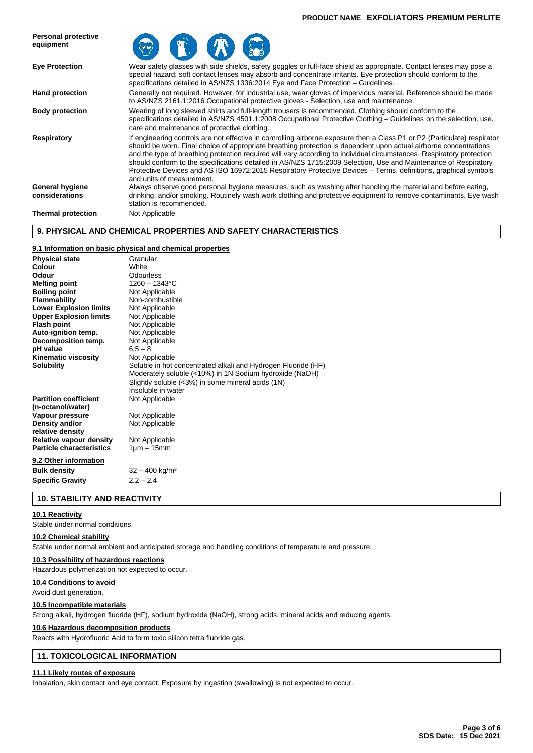| | |
|---|---|
| **Personal protective equipment** | |
| **Eye Protection** | Wear safety glasses with side shields, safety goggles or full-face shield as appropriate. Contact lenses may pose a special hazard; soft contact lenses may absorb and concentrate irritants. Eye protection should conform to the specifications detailed in AS/NZS 1336:2014 Eye and Face Protection – Guidelines. |
| **Hand protection** | Generally not required. However, for industrial use, wear gloves of impervious material. Reference should be made to AS/NZS 2161.1:2016 Occupational protective gloves - Selection, use and maintenance. |
| **Body protection** | Wearing of long sleeved shirts and full-length trousers is recommended. Clothing should conform to the specifications detailed in AS/NZS 4501.1:2008 Occupational Protective Clothing – Guidelines on the selection, use, care and maintenance of protective clothing. |
| **Respiratory** | If engineering controls are not effective in controlling airborne exposure then a Class P1 or P2 (Particulate) respirator should be worn. Final choice of appropriate breathing protection is dependent upon actual airborne concentrations and the type of breathing protection required will vary according to individual circumstances. Respiratory protection should conform to the specifications detailed in AS/NZS 1715:2009 Selection, Use and Maintenance of Respiratory Protective Devices and AS ISO 16972:2015 Respiratory Protective Devices – Terms, definitions, graphical symbols and units of measurement. |
| **General hygiene considerations** | Always observe good personal hygiene measures, such as washing after handling the material and before eating, drinking, and/or smoking. Routinely wash work clothing and protective equipment to remove contaminants. Eye wash station is recommended. |
| **Thermal protection** | Not Applicable |

## 9. PHYSICAL AND CHEMICAL PROPERTIES AND SAFETY CHARACTERISTICS

### 9.1 Information on basic physical and chemical properties

| | |
|---|---|
| **Physical state** | Granular |
| **Colour** | White |
| **Odour** | Odourless |
| **Melting point** | 1260 – 1343°C |
| **Boiling point** | Not Applicable |
| **Flammability** | Non-combustible |
| **Lower Explosion limits** | Not Applicable |
| **Upper Explosion limits** | Not Applicable |
| **Flash point** | Not Applicable |
| **Auto-ignition temp.** | Not Applicable |
| **Decomposition temp.** | Not Applicable |
| **pH value** | 6.5 – 8 |
| **Kinematic viscosity** | Not Applicable |
| **Solubility** | Soluble in hot concentrated alkali and Hydrogen Fluoride (HF)<br>Moderately soluble (<10%) in 1N Sodium hydroxide (NaOH)<br>Slightly soluble (<3%) in some mineral acids (1N)<br>Insoluble in water |
| **Partition coefficient (n-octanol/water)** | Not Applicable |
| **Vapour pressure** | Not Applicable |
| **Density and/or relative density** | Not Applicable |
| **Relative vapour density** | Not Applicable |
| **Particle characteristics** | 1µm – 15mm |

### 9.2 Other information

| | |
|---|---|
| **Bulk density** | 32 – 400 kg/m³ |
| **Specific Gravity** | 2.2 – 2.4 |

## 10. STABILITY AND REACTIVITY

### 10.1 Reactivity

Stable under normal conditions.

### 10.2 Chemical stability

Stable under normal ambient and anticipated storage and handling conditions of temperature and pressure.

### 10.3 Possibility of hazardous reactions

Hazardous polymerization not expected to occur.

### 10.4 Conditions to avoid

Avoid dust generation.

### 10.5 Incompatible materials

Strong alkali, **h**ydrogen fluoride (HF), sodium hydroxide (NaOH), strong acids, mineral acids and reducing agents.

### 10.6 Hazardous decomposition products

Reacts with Hydrofluoric Acid to form toxic silicon tetra fluoride gas.

## 11. TOXICOLOGICAL INFORMATION

### 11.1 Likely routes of exposure

Inhalation, skin contact and eye contact. Exposure by ingestion (swallowing) is not expected to occur.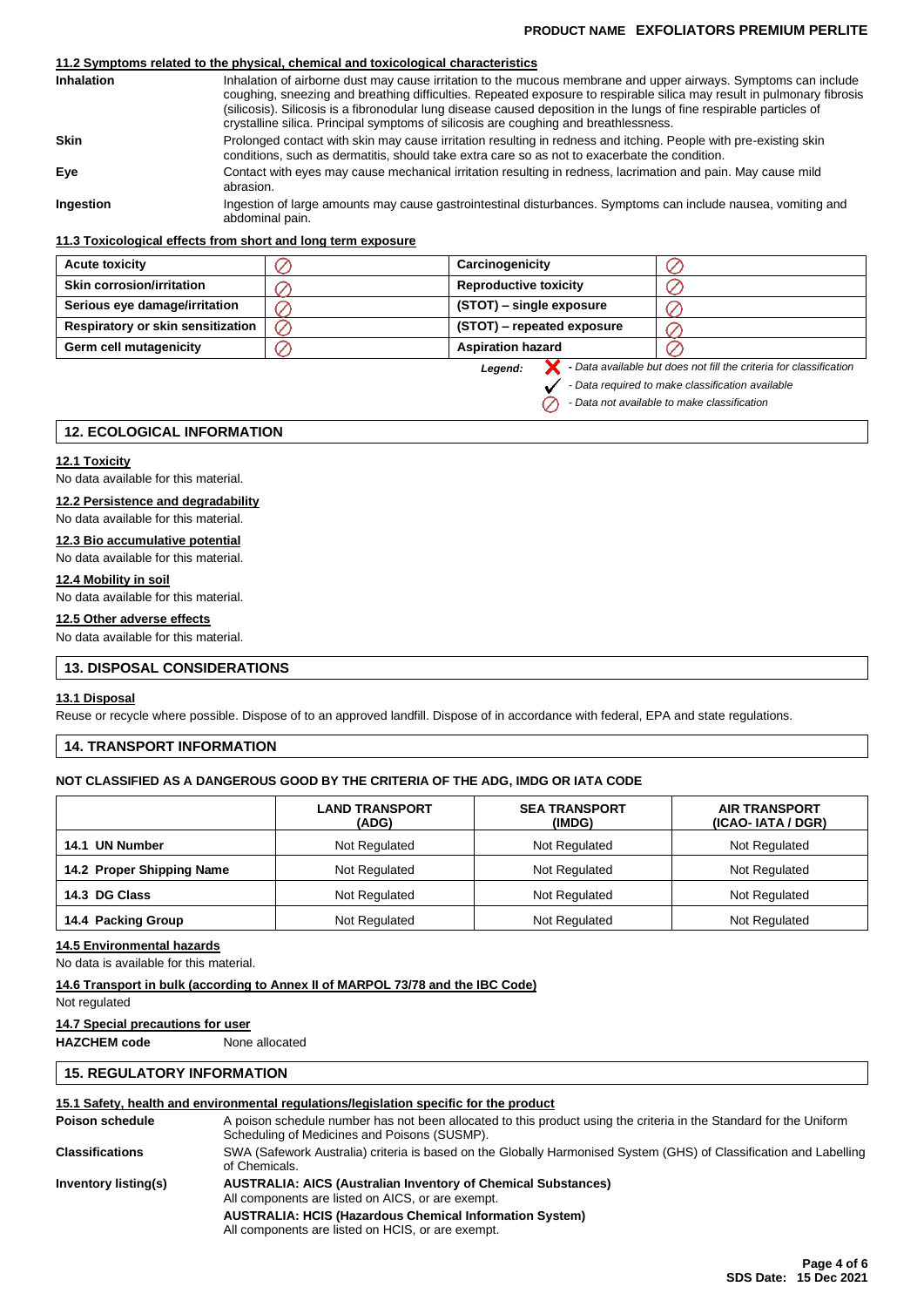**PRODUCT NAME EXFOLIATORS PREMIUM PERLITE**

### 11.2 Symptoms related to the physical, chemical and toxicological characteristics

**Inhalation** — Inhalation of airborne dust may cause irritation to the mucous membrane and upper airways. Symptoms can include coughing, sneezing and breathing difficulties. Repeated exposure to respirable silica may result in pulmonary fibrosis (silicosis). Silicosis is a fibronodular lung disease caused deposition in the lungs of fine respirable particles of crystalline silica. Principal symptoms of silicosis are coughing and breathlessness.

**Skin** — Prolonged contact with skin may cause irritation resulting in redness and itching. People with pre-existing skin conditions, such as dermatitis, should take extra care so as not to exacerbate the condition.

**Eye** — Contact with eyes may cause mechanical irritation resulting in redness, lacrimation and pain. May cause mild abrasion.

**Ingestion** — Ingestion of large amounts may cause gastrointestinal disturbances. Symptoms can include nausea, vomiting and abdominal pain.

### 11.3 Toxicological effects from short and long term exposure

| | | | |
|---|---|---|---|
| **Acute toxicity** | ⊘ | **Carcinogenicity** | ⊘ |
| **Skin corrosion/irritation** | ⊘ | **Reproductive toxicity** | ⊘ |
| **Serious eye damage/irritation** | ⊘ | **(STOT) – single exposure** | ⊘ |
| **Respiratory or skin sensitization** | ⊘ | **(STOT) – repeated exposure** | ⊘ |
| **Germ cell mutagenicity** | ⊘ | **Aspiration hazard** | ⊘ |

*Legend:*
- ✗ *- Data available but does not fill the criteria for classification*
- ✓ *- Data required to make classification available*
- ⊘ *- Data not available to make classification*

## 12. ECOLOGICAL INFORMATION

### 12.1 Toxicity
No data available for this material.

### 12.2 Persistence and degradability
No data available for this material.

### 12.3 Bio accumulative potential
No data available for this material.

### 12.4 Mobility in soil
No data available for this material.

### 12.5 Other adverse effects
No data available for this material.

## 13. DISPOSAL CONSIDERATIONS

### 13.1 Disposal
Reuse or recycle where possible. Dispose of to an approved landfill. Dispose of in accordance with federal, EPA and state regulations.

## 14. TRANSPORT INFORMATION

**NOT CLASSIFIED AS A DANGEROUS GOOD BY THE CRITERIA OF THE ADG, IMDG OR IATA CODE**

| | LAND TRANSPORT (ADG) | SEA TRANSPORT (IMDG) | AIR TRANSPORT (ICAO- IATA / DGR) |
|---|---|---|---|
| **14.1 UN Number** | Not Regulated | Not Regulated | Not Regulated |
| **14.2 Proper Shipping Name** | Not Regulated | Not Regulated | Not Regulated |
| **14.3 DG Class** | Not Regulated | Not Regulated | Not Regulated |
| **14.4 Packing Group** | Not Regulated | Not Regulated | Not Regulated |

### 14.5 Environmental hazards
No data is available for this material.

### 14.6 Transport in bulk (according to Annex II of MARPOL 73/78 and the IBC Code)
Not regulated

### 14.7 Special precautions for user
**HAZCHEM code** — None allocated

## 15. REGULATORY INFORMATION

### 15.1 Safety, health and environmental regulations/legislation specific for the product

**Poison schedule** — A poison schedule number has not been allocated to this product using the criteria in the Standard for the Uniform Scheduling of Medicines and Poisons (SUSMP).

**Classifications** — SWA (Safework Australia) criteria is based on the Globally Harmonised System (GHS) of Classification and Labelling of Chemicals.

**Inventory listing(s)** — **AUSTRALIA: AICS (Australian Inventory of Chemical Substances)**
All components are listed on AICS, or are exempt.
**AUSTRALIA: HCIS (Hazardous Chemical Information System)**
All components are listed on HCIS, or are exempt.

**SDS Date: 15 Dec 2021**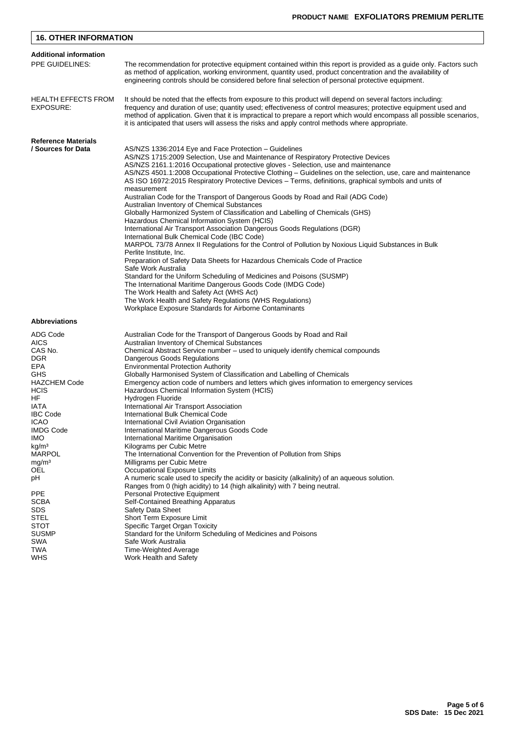## 16. OTHER INFORMATION

### Additional information

**PPE GUIDELINES:** The recommendation for protective equipment contained within this report is provided as a guide only. Factors such as method of application, working environment, quantity used, product concentration and the availability of engineering controls should be considered before final selection of personal protective equipment.

**HEALTH EFFECTS FROM EXPOSURE:** It should be noted that the effects from exposure to this product will depend on several factors including: frequency and duration of use; quantity used; effectiveness of control measures; protective equipment used and method of application. Given that it is impractical to prepare a report which would encompass all possible scenarios, it is anticipated that users will assess the risks and apply control methods where appropriate.

### Reference Materials / Sources for Data

AS/NZS 1336:2014 Eye and Face Protection – Guidelines
AS/NZS 1715:2009 Selection, Use and Maintenance of Respiratory Protective Devices
AS/NZS 2161.1:2016 Occupational protective gloves - Selection, use and maintenance
AS/NZS 4501.1:2008 Occupational Protective Clothing – Guidelines on the selection, use, care and maintenance
AS ISO 16972:2015 Respiratory Protective Devices – Terms, definitions, graphical symbols and units of measurement
Australian Code for the Transport of Dangerous Goods by Road and Rail (ADG Code)
Australian Inventory of Chemical Substances
Globally Harmonized System of Classification and Labelling of Chemicals (GHS)
Hazardous Chemical Information System (HCIS)
International Air Transport Association Dangerous Goods Regulations (DGR)
International Bulk Chemical Code (IBC Code)
MARPOL 73/78 Annex II Regulations for the Control of Pollution by Noxious Liquid Substances in Bulk
Perlite Institute, Inc.
Preparation of Safety Data Sheets for Hazardous Chemicals Code of Practice
Safe Work Australia
Standard for the Uniform Scheduling of Medicines and Poisons (SUSMP)
The International Maritime Dangerous Goods Code (IMDG Code)
The Work Health and Safety Act (WHS Act)
The Work Health and Safety Regulations (WHS Regulations)
Workplace Exposure Standards for Airborne Contaminants

### Abbreviations

| Abbreviation | Meaning |
|---|---|
| ADG Code | Australian Code for the Transport of Dangerous Goods by Road and Rail |
| AICS | Australian Inventory of Chemical Substances |
| CAS No. | Chemical Abstract Service number – used to uniquely identify chemical compounds |
| DGR | Dangerous Goods Regulations |
| EPA | Environmental Protection Authority |
| GHS | Globally Harmonised System of Classification and Labelling of Chemicals |
| HAZCHEM Code | Emergency action code of numbers and letters which gives information to emergency services |
| HCIS | Hazardous Chemical Information System (HCIS) |
| HF | Hydrogen Fluoride |
| IATA | International Air Transport Association |
| IBC Code | International Bulk Chemical Code |
| ICAO | International Civil Aviation Organisation |
| IMDG Code | International Maritime Dangerous Goods Code |
| IMO | International Maritime Organisation |
| $kg/m^3$ | Kilograms per Cubic Metre |
| MARPOL | The International Convention for the Prevention of Pollution from Ships |
| $mg/m^3$ | Milligrams per Cubic Metre |
| OEL | Occupational Exposure Limits |
| pH | A numeric scale used to specify the acidity or basicity (alkalinity) of an aqueous solution. Ranges from 0 (high acidity) to 14 (high alkalinity) with 7 being neutral. |
| PPE | Personal Protective Equipment |
| SCBA | Self-Contained Breathing Apparatus |
| SDS | Safety Data Sheet |
| STEL | Short Term Exposure Limit |
| STOT | Specific Target Organ Toxicity |
| SUSMP | Standard for the Uniform Scheduling of Medicines and Poisons |
| SWA | Safe Work Australia |
| TWA | Time-Weighted Average |
| WHS | Work Health and Safety |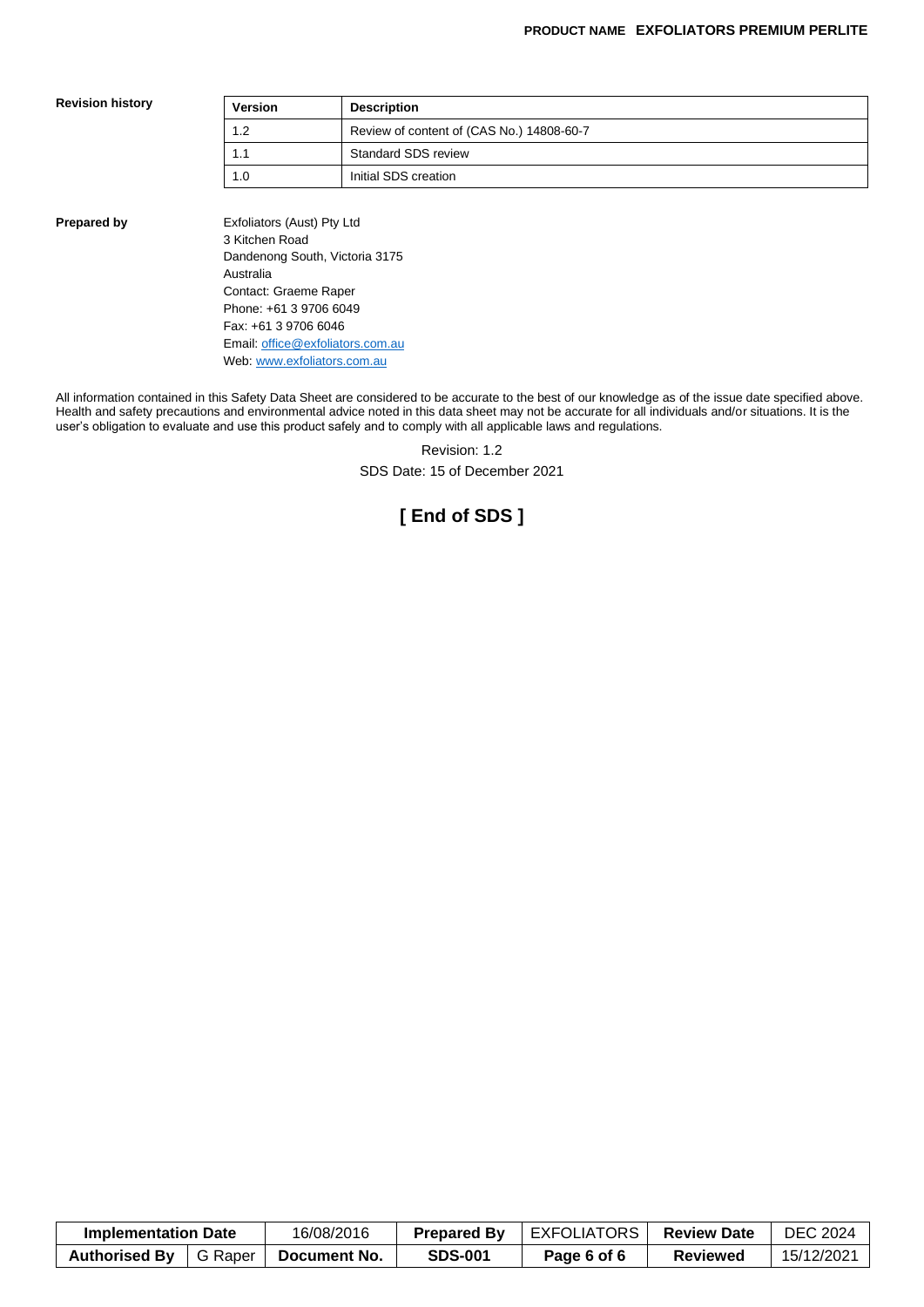**Revision history**

| Version | Description |
|---|---|
| 1.2 | Review of content of (CAS No.) 14808-60-7 |
| 1.1 | Standard SDS review |
| 1.0 | Initial SDS creation |

**Prepared by**

Exfoliators (Aust) Pty Ltd
3 Kitchen Road
Dandenong South, Victoria 3175
Australia
Contact: Graeme Raper
Phone: +61 3 9706 6049
Fax: +61 3 9706 6046
Email: office@exfoliators.com.au
Web: www.exfoliators.com.au

All information contained in this Safety Data Sheet are considered to be accurate to the best of our knowledge as of the issue date specified above. Health and safety precautions and environmental advice noted in this data sheet may not be accurate for all individuals and/or situations. It is the user's obligation to evaluate and use this product safely and to comply with all applicable laws and regulations.

Revision: 1.2

SDS Date: 15 of December 2021

## [ End of SDS ]